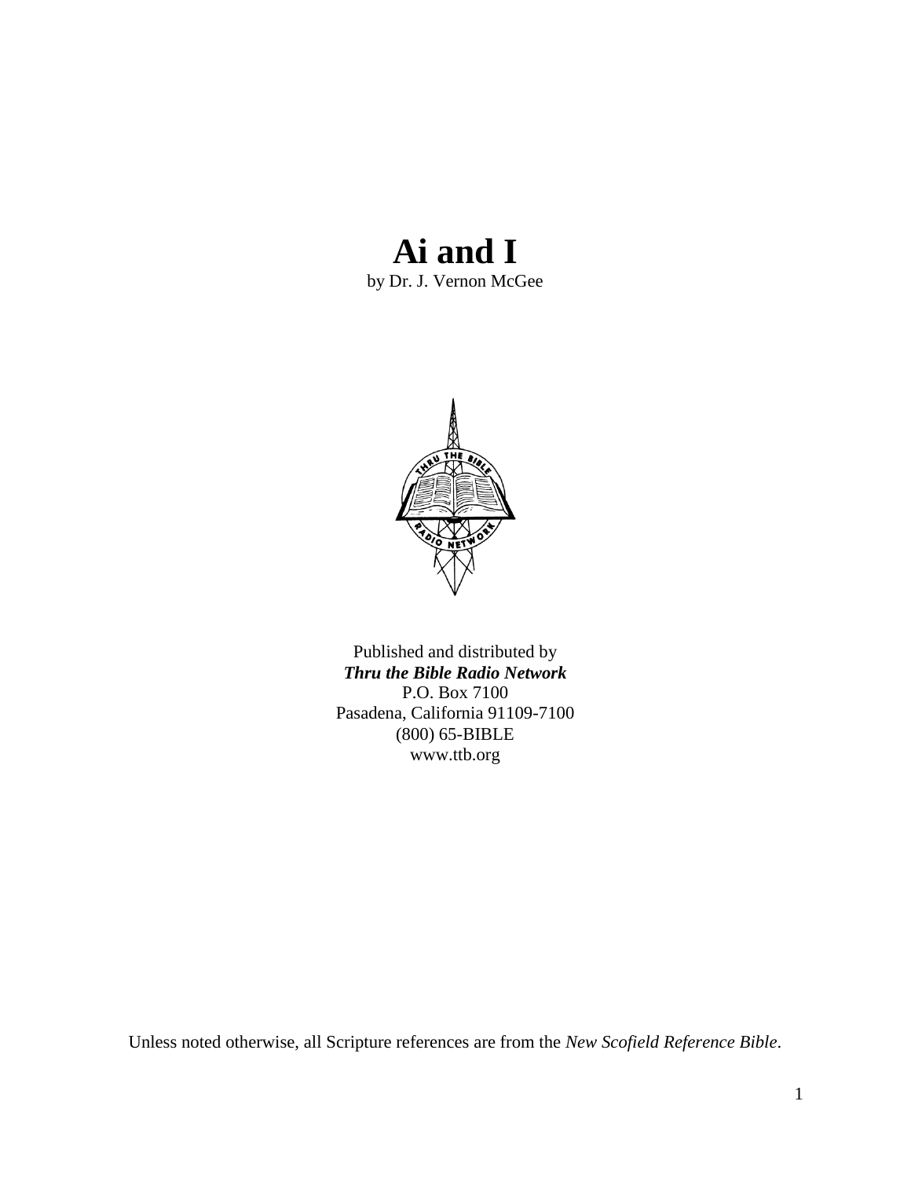# Ai and I

by Dr. J. Vernon McGee

Published and distributed by
***Thru the Bible Radio Network***
P.O. Box 7100
Pasadena, California 91109-7100
(800) 65-BIBLE
www.ttb.org

Unless noted otherwise, all Scripture references are from the *New Scofield Reference Bible*.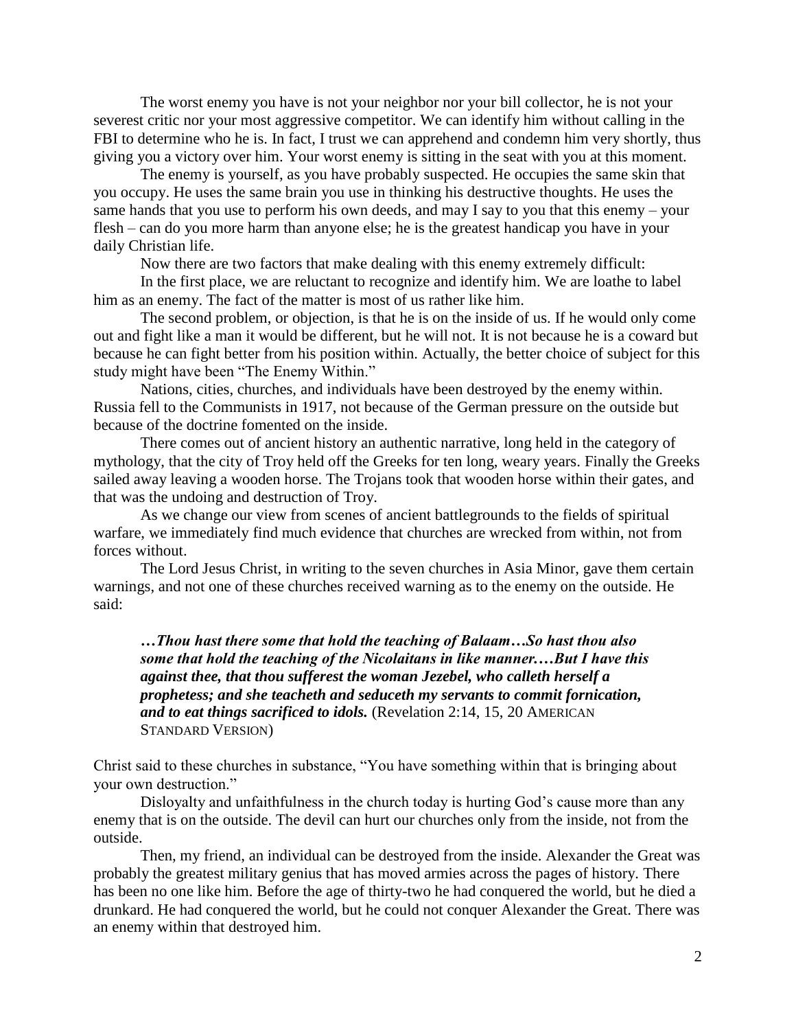The worst enemy you have is not your neighbor nor your bill collector, he is not your severest critic nor your most aggressive competitor. We can identify him without calling in the FBI to determine who he is. In fact, I trust we can apprehend and condemn him very shortly, thus giving you a victory over him. Your worst enemy is sitting in the seat with you at this moment.

The enemy is yourself, as you have probably suspected. He occupies the same skin that you occupy. He uses the same brain you use in thinking his destructive thoughts. He uses the same hands that you use to perform his own deeds, and may I say to you that this enemy – your flesh – can do you more harm than anyone else; he is the greatest handicap you have in your daily Christian life.

Now there are two factors that make dealing with this enemy extremely difficult:

In the first place, we are reluctant to recognize and identify him. We are loathe to label him as an enemy. The fact of the matter is most of us rather like him.

The second problem, or objection, is that he is on the inside of us. If he would only come out and fight like a man it would be different, but he will not. It is not because he is a coward but because he can fight better from his position within. Actually, the better choice of subject for this study might have been "The Enemy Within."

Nations, cities, churches, and individuals have been destroyed by the enemy within. Russia fell to the Communists in 1917, not because of the German pressure on the outside but because of the doctrine fomented on the inside.

There comes out of ancient history an authentic narrative, long held in the category of mythology, that the city of Troy held off the Greeks for ten long, weary years. Finally the Greeks sailed away leaving a wooden horse. The Trojans took that wooden horse within their gates, and that was the undoing and destruction of Troy.

As we change our view from scenes of ancient battlegrounds to the fields of spiritual warfare, we immediately find much evidence that churches are wrecked from within, not from forces without.

The Lord Jesus Christ, in writing to the seven churches in Asia Minor, gave them certain warnings, and not one of these churches received warning as to the enemy on the outside. He said:

> ***…Thou hast there some that hold the teaching of Balaam….So hast thou also some that hold the teaching of the Nicolaitans in like manner.…But I have this against thee, that thou sufferest the woman Jezebel, who calleth herself a prophetess; and she teacheth and seduceth my servants to commit fornication, and to eat things sacrificed to idols.*** (Revelation 2:14, 15, 20 AMERICAN STANDARD VERSION)

Christ said to these churches in substance, "You have something within that is bringing about your own destruction."

Disloyalty and unfaithfulness in the church today is hurting God's cause more than any enemy that is on the outside. The devil can hurt our churches only from the inside, not from the outside.

Then, my friend, an individual can be destroyed from the inside. Alexander the Great was probably the greatest military genius that has moved armies across the pages of history. There has been no one like him. Before the age of thirty-two he had conquered the world, but he died a drunkard. He had conquered the world, but he could not conquer Alexander the Great. There was an enemy within that destroyed him.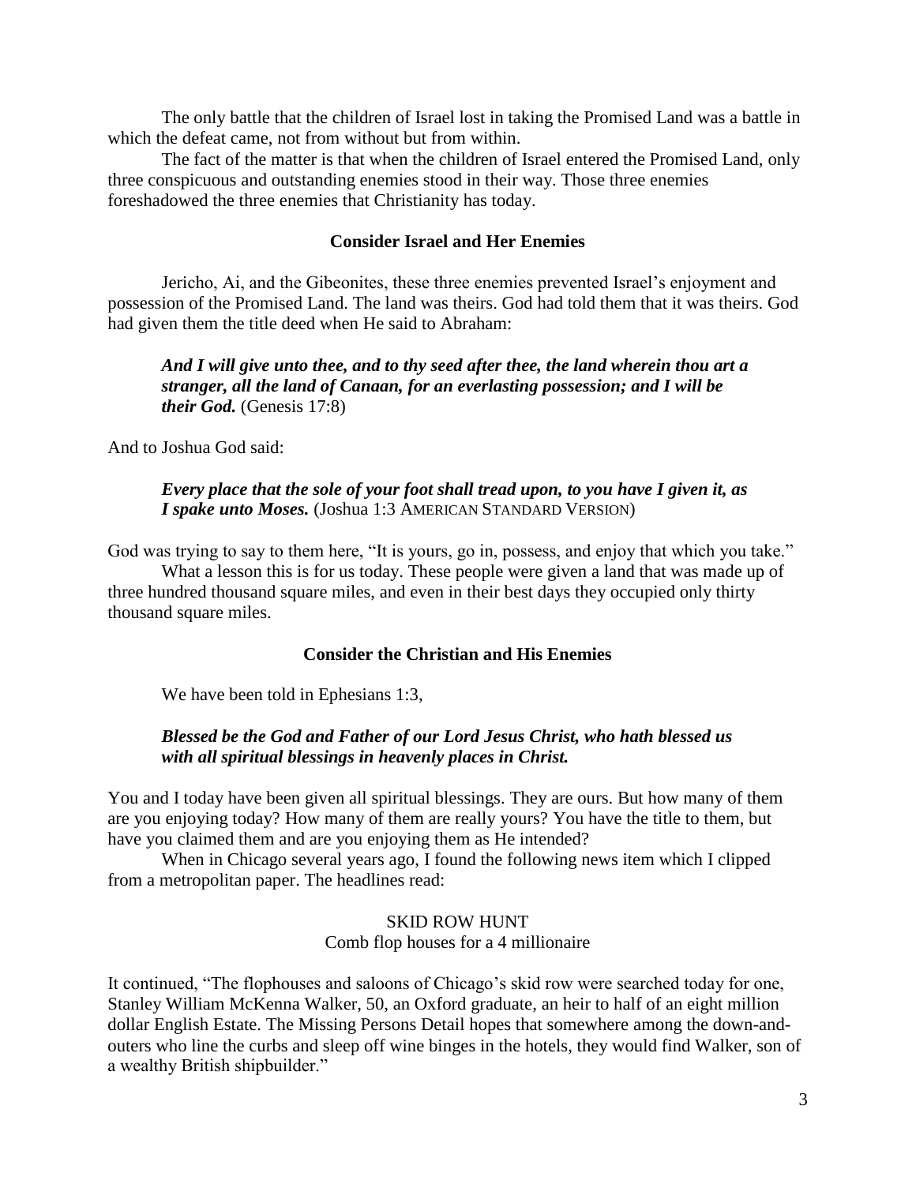The only battle that the children of Israel lost in taking the Promised Land was a battle in which the defeat came, not from without but from within.

The fact of the matter is that when the children of Israel entered the Promised Land, only three conspicuous and outstanding enemies stood in their way. Those three enemies foreshadowed the three enemies that Christianity has today.

### Consider Israel and Her Enemies

Jericho, Ai, and the Gibeonites, these three enemies prevented Israel's enjoyment and possession of the Promised Land. The land was theirs. God had told them that it was theirs. God had given them the title deed when He said to Abraham:

> ***And I will give unto thee, and to thy seed after thee, the land wherein thou art a stranger, all the land of Canaan, for an everlasting possession; and I will be their God.*** (Genesis 17:8)

And to Joshua God said:

> ***Every place that the sole of your foot shall tread upon, to you have I given it, as I spake unto Moses.*** (Joshua 1:3 AMERICAN STANDARD VERSION)

God was trying to say to them here, "It is yours, go in, possess, and enjoy that which you take."

What a lesson this is for us today. These people were given a land that was made up of three hundred thousand square miles, and even in their best days they occupied only thirty thousand square miles.

### Consider the Christian and His Enemies

We have been told in Ephesians 1:3,

> ***Blessed be the God and Father of our Lord Jesus Christ, who hath blessed us with all spiritual blessings in heavenly places in Christ.***

You and I today have been given all spiritual blessings. They are ours. But how many of them are you enjoying today? How many of them are really yours? You have the title to them, but have you claimed them and are you enjoying them as He intended?

When in Chicago several years ago, I found the following news item which I clipped from a metropolitan paper. The headlines read:

SKID ROW HUNT
Comb flop houses for a 4 millionaire

It continued, "The flophouses and saloons of Chicago's skid row were searched today for one, Stanley William McKenna Walker, 50, an Oxford graduate, an heir to half of an eight million dollar English Estate. The Missing Persons Detail hopes that somewhere among the down-and-outers who line the curbs and sleep off wine binges in the hotels, they would find Walker, son of a wealthy British shipbuilder."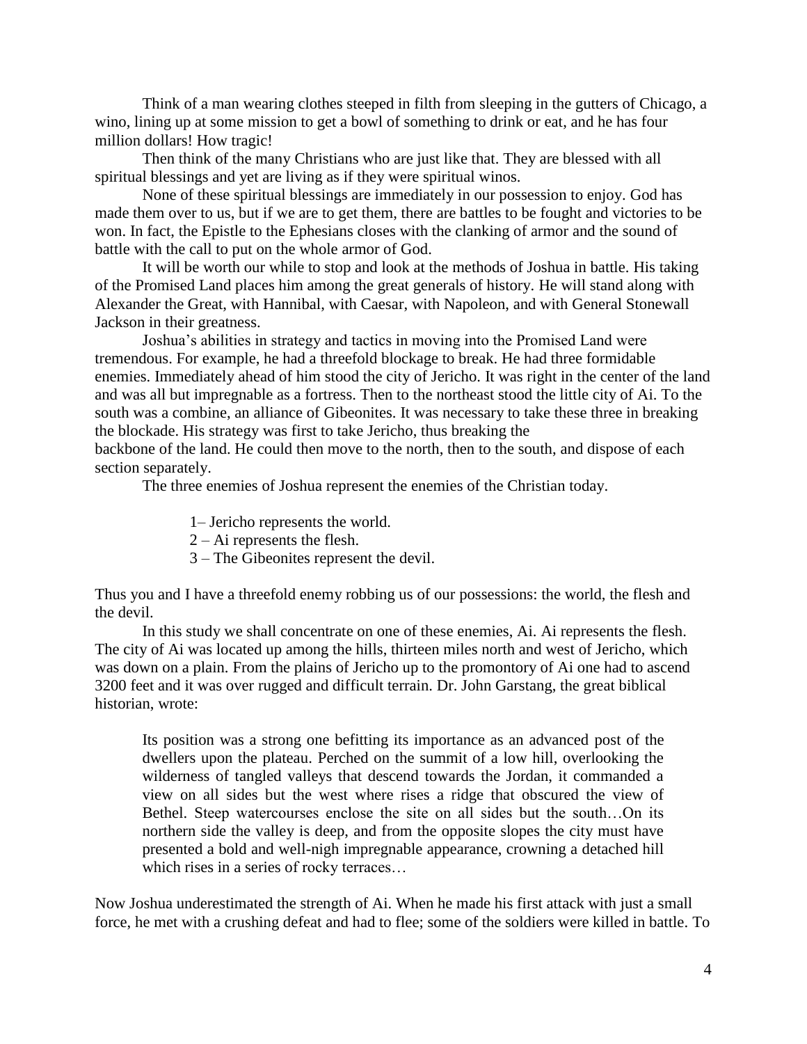Think of a man wearing clothes steeped in filth from sleeping in the gutters of Chicago, a wino, lining up at some mission to get a bowl of something to drink or eat, and he has four million dollars! How tragic!

Then think of the many Christians who are just like that. They are blessed with all spiritual blessings and yet are living as if they were spiritual winos.

None of these spiritual blessings are immediately in our possession to enjoy. God has made them over to us, but if we are to get them, there are battles to be fought and victories to be won. In fact, the Epistle to the Ephesians closes with the clanking of armor and the sound of battle with the call to put on the whole armor of God.

It will be worth our while to stop and look at the methods of Joshua in battle. His taking of the Promised Land places him among the great generals of history. He will stand along with Alexander the Great, with Hannibal, with Caesar, with Napoleon, and with General Stonewall Jackson in their greatness.

Joshua's abilities in strategy and tactics in moving into the Promised Land were tremendous. For example, he had a threefold blockage to break. He had three formidable enemies. Immediately ahead of him stood the city of Jericho. It was right in the center of the land and was all but impregnable as a fortress. Then to the northeast stood the little city of Ai. To the south was a combine, an alliance of Gibeonites. It was necessary to take these three in breaking the blockade. His strategy was first to take Jericho, thus breaking the backbone of the land. He could then move to the north, then to the south, and dispose of each section separately.

The three enemies of Joshua represent the enemies of the Christian today.

1– Jericho represents the world.
2 – Ai represents the flesh.
3 – The Gibeonites represent the devil.

Thus you and I have a threefold enemy robbing us of our possessions: the world, the flesh and the devil.

In this study we shall concentrate on one of these enemies, Ai. Ai represents the flesh. The city of Ai was located up among the hills, thirteen miles north and west of Jericho, which was down on a plain. From the plains of Jericho up to the promontory of Ai one had to ascend 3200 feet and it was over rugged and difficult terrain. Dr. John Garstang, the great biblical historian, wrote:

> Its position was a strong one befitting its importance as an advanced post of the dwellers upon the plateau. Perched on the summit of a low hill, overlooking the wilderness of tangled valleys that descend towards the Jordan, it commanded a view on all sides but the west where rises a ridge that obscured the view of Bethel. Steep watercourses enclose the site on all sides but the south…On its northern side the valley is deep, and from the opposite slopes the city must have presented a bold and well-nigh impregnable appearance, crowning a detached hill which rises in a series of rocky terraces…

Now Joshua underestimated the strength of Ai. When he made his first attack with just a small force, he met with a crushing defeat and had to flee; some of the soldiers were killed in battle. To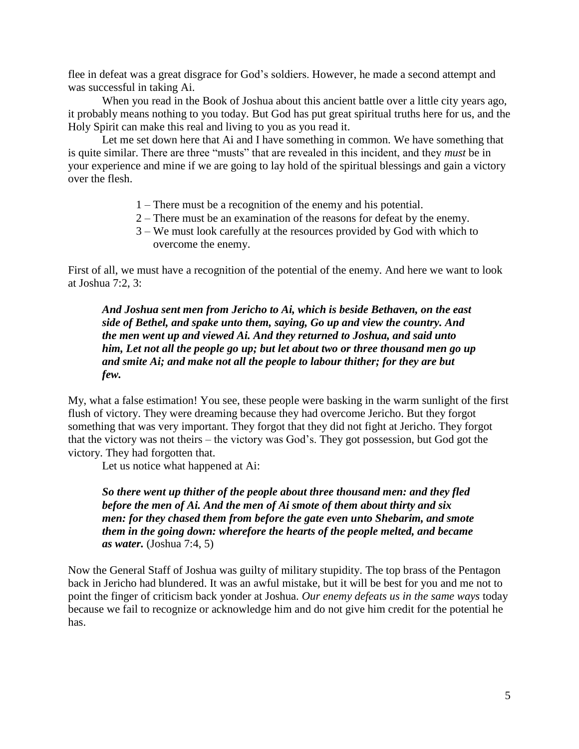flee in defeat was a great disgrace for God's soldiers. However, he made a second attempt and was successful in taking Ai.

When you read in the Book of Joshua about this ancient battle over a little city years ago, it probably means nothing to you today. But God has put great spiritual truths here for us, and the Holy Spirit can make this real and living to you as you read it.

Let me set down here that Ai and I have something in common. We have something that is quite similar. There are three "musts" that are revealed in this incident, and they *must* be in your experience and mine if we are going to lay hold of the spiritual blessings and gain a victory over the flesh.

1 – There must be a recognition of the enemy and his potential.
2 – There must be an examination of the reasons for defeat by the enemy.
3 – We must look carefully at the resources provided by God with which to overcome the enemy.

First of all, we must have a recognition of the potential of the enemy. And here we want to look at Joshua 7:2, 3:

> ***And Joshua sent men from Jericho to Ai, which is beside Bethaven, on the east side of Bethel, and spake unto them, saying, Go up and view the country. And the men went up and viewed Ai. And they returned to Joshua, and said unto him, Let not all the people go up; but let about two or three thousand men go up and smite Ai; and make not all the people to labour thither; for they are but few.***

My, what a false estimation! You see, these people were basking in the warm sunlight of the first flush of victory. They were dreaming because they had overcome Jericho. But they forgot something that was very important. They forgot that they did not fight at Jericho. They forgot that the victory was not theirs – the victory was God's. They got possession, but God got the victory. They had forgotten that.

Let us notice what happened at Ai:

> ***So there went up thither of the people about three thousand men: and they fled before the men of Ai. And the men of Ai smote of them about thirty and six men: for they chased them from before the gate even unto Shebarim, and smote them in the going down: wherefore the hearts of the people melted, and became as water.*** (Joshua 7:4, 5)

Now the General Staff of Joshua was guilty of military stupidity. The top brass of the Pentagon back in Jericho had blundered. It was an awful mistake, but it will be best for you and me not to point the finger of criticism back yonder at Joshua. *Our enemy defeats us in the same ways* today because we fail to recognize or acknowledge him and do not give him credit for the potential he has.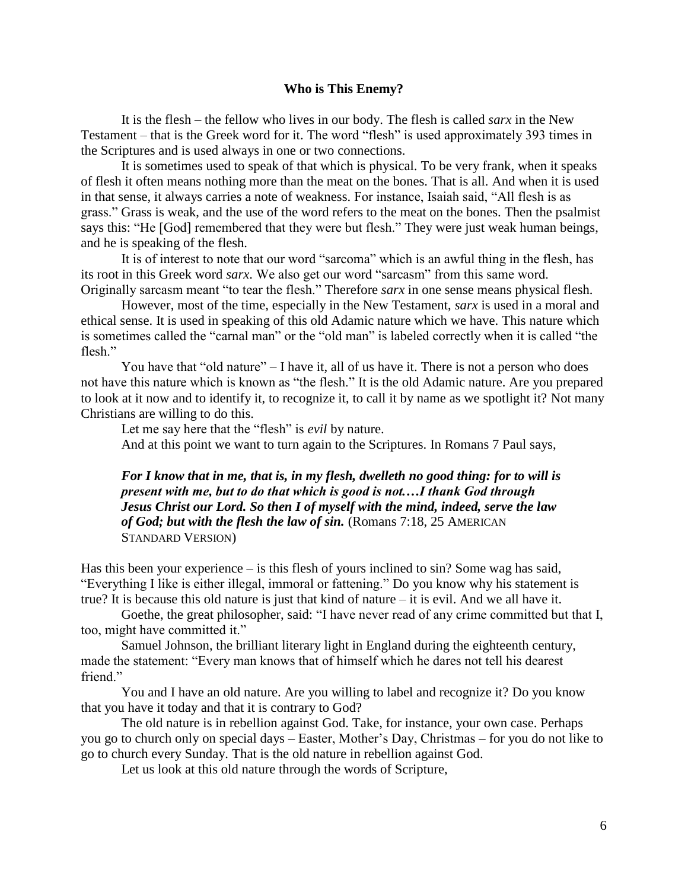### Who is This Enemy?

It is the flesh – the fellow who lives in our body. The flesh is called *sarx* in the New Testament – that is the Greek word for it. The word "flesh" is used approximately 393 times in the Scriptures and is used always in one or two connections.

It is sometimes used to speak of that which is physical. To be very frank, when it speaks of flesh it often means nothing more than the meat on the bones. That is all. And when it is used in that sense, it always carries a note of weakness. For instance, Isaiah said, "All flesh is as grass." Grass is weak, and the use of the word refers to the meat on the bones. Then the psalmist says this: "He [God] remembered that they were but flesh." They were just weak human beings, and he is speaking of the flesh.

It is of interest to note that our word "sarcoma" which is an awful thing in the flesh, has its root in this Greek word *sarx*. We also get our word "sarcasm" from this same word. Originally sarcasm meant "to tear the flesh." Therefore *sarx* in one sense means physical flesh.

However, most of the time, especially in the New Testament, *sarx* is used in a moral and ethical sense. It is used in speaking of this old Adamic nature which we have. This nature which is sometimes called the "carnal man" or the "old man" is labeled correctly when it is called "the flesh."

You have that "old nature" – I have it, all of us have it. There is not a person who does not have this nature which is known as "the flesh." It is the old Adamic nature. Are you prepared to look at it now and to identify it, to recognize it, to call it by name as we spotlight it? Not many Christians are willing to do this.

Let me say here that the "flesh" is *evil* by nature.

And at this point we want to turn again to the Scriptures. In Romans 7 Paul says,

> ***For I know that in me, that is, in my flesh, dwelleth no good thing: for to will is present with me, but to do that which is good is not.…I thank God through Jesus Christ our Lord. So then I of myself with the mind, indeed, serve the law of God; but with the flesh the law of sin.*** (Romans 7:18, 25 AMERICAN STANDARD VERSION)

Has this been your experience – is this flesh of yours inclined to sin? Some wag has said, "Everything I like is either illegal, immoral or fattening." Do you know why his statement is true? It is because this old nature is just that kind of nature – it is evil. And we all have it.

Goethe, the great philosopher, said: "I have never read of any crime committed but that I, too, might have committed it."

Samuel Johnson, the brilliant literary light in England during the eighteenth century, made the statement: "Every man knows that of himself which he dares not tell his dearest friend."

You and I have an old nature. Are you willing to label and recognize it? Do you know that you have it today and that it is contrary to God?

The old nature is in rebellion against God. Take, for instance, your own case. Perhaps you go to church only on special days – Easter, Mother's Day, Christmas – for you do not like to go to church every Sunday. That is the old nature in rebellion against God.

Let us look at this old nature through the words of Scripture,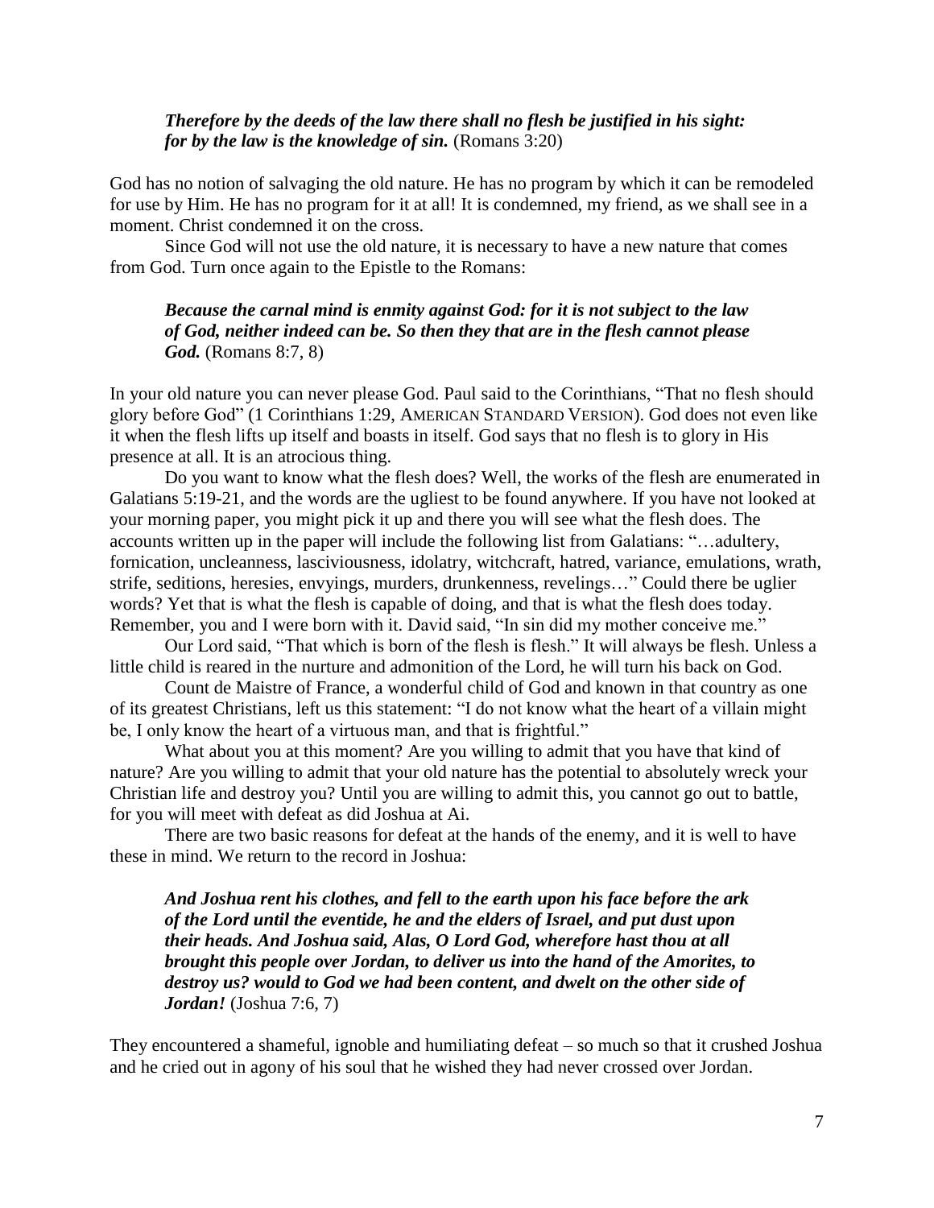> ***Therefore by the deeds of the law there shall no flesh be justified in his sight: for by the law is the knowledge of sin.*** (Romans 3:20)

God has no notion of salvaging the old nature. He has no program by which it can be remodeled for use by Him. He has no program for it at all! It is condemned, my friend, as we shall see in a moment. Christ condemned it on the cross.

Since God will not use the old nature, it is necessary to have a new nature that comes from God. Turn once again to the Epistle to the Romans:

> ***Because the carnal mind is enmity against God: for it is not subject to the law of God, neither indeed can be. So then they that are in the flesh cannot please God.*** (Romans 8:7, 8)

In your old nature you can never please God. Paul said to the Corinthians, "That no flesh should glory before God" (1 Corinthians 1:29, AMERICAN STANDARD VERSION). God does not even like it when the flesh lifts up itself and boasts in itself. God says that no flesh is to glory in His presence at all. It is an atrocious thing.

Do you want to know what the flesh does? Well, the works of the flesh are enumerated in Galatians 5:19-21, and the words are the ugliest to be found anywhere. If you have not looked at your morning paper, you might pick it up and there you will see what the flesh does. The accounts written up in the paper will include the following list from Galatians: "…adultery, fornication, uncleanness, lasciviousness, idolatry, witchcraft, hatred, variance, emulations, wrath, strife, seditions, heresies, envyings, murders, drunkenness, revelings…" Could there be uglier words? Yet that is what the flesh is capable of doing, and that is what the flesh does today. Remember, you and I were born with it. David said, "In sin did my mother conceive me."

Our Lord said, "That which is born of the flesh is flesh." It will always be flesh. Unless a little child is reared in the nurture and admonition of the Lord, he will turn his back on God.

Count de Maistre of France, a wonderful child of God and known in that country as one of its greatest Christians, left us this statement: "I do not know what the heart of a villain might be, I only know the heart of a virtuous man, and that is frightful."

What about you at this moment? Are you willing to admit that you have that kind of nature? Are you willing to admit that your old nature has the potential to absolutely wreck your Christian life and destroy you? Until you are willing to admit this, you cannot go out to battle, for you will meet with defeat as did Joshua at Ai.

There are two basic reasons for defeat at the hands of the enemy, and it is well to have these in mind. We return to the record in Joshua:

> ***And Joshua rent his clothes, and fell to the earth upon his face before the ark of the Lord until the eventide, he and the elders of Israel, and put dust upon their heads. And Joshua said, Alas, O Lord God, wherefore hast thou at all brought this people over Jordan, to deliver us into the hand of the Amorites, to destroy us? would to God we had been content, and dwelt on the other side of Jordan!*** (Joshua 7:6, 7)

They encountered a shameful, ignoble and humiliating defeat – so much so that it crushed Joshua and he cried out in agony of his soul that he wished they had never crossed over Jordan.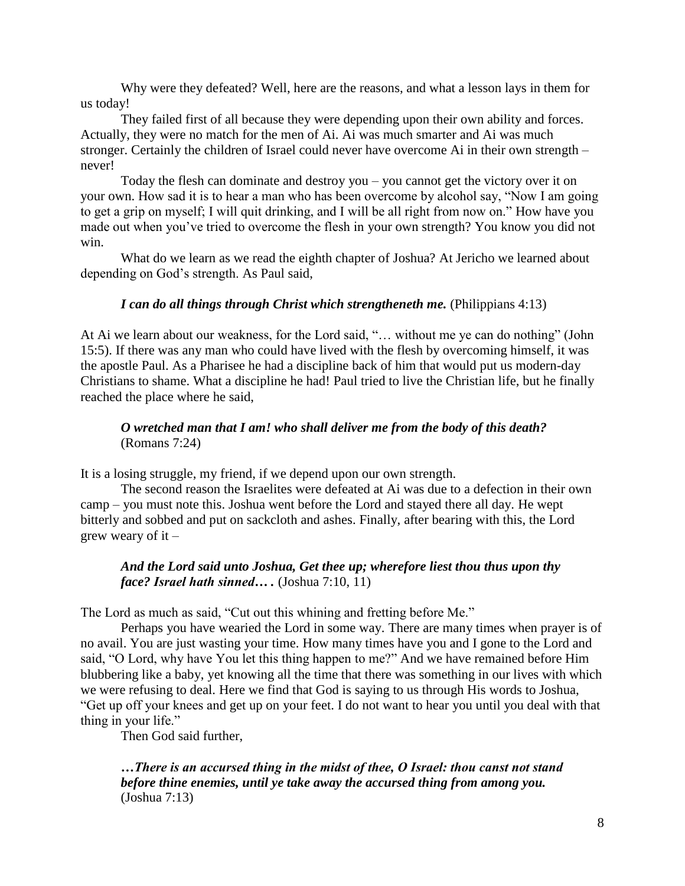Why were they defeated? Well, here are the reasons, and what a lesson lays in them for us today!

They failed first of all because they were depending upon their own ability and forces. Actually, they were no match for the men of Ai. Ai was much smarter and Ai was much stronger. Certainly the children of Israel could never have overcome Ai in their own strength – never!

Today the flesh can dominate and destroy you – you cannot get the victory over it on your own. How sad it is to hear a man who has been overcome by alcohol say, "Now I am going to get a grip on myself; I will quit drinking, and I will be all right from now on." How have you made out when you've tried to overcome the flesh in your own strength? You know you did not win.

What do we learn as we read the eighth chapter of Joshua? At Jericho we learned about depending on God's strength. As Paul said,

> ***I can do all things through Christ which strengtheneth me.*** (Philippians 4:13)

At Ai we learn about our weakness, for the Lord said, "… without me ye can do nothing" (John 15:5). If there was any man who could have lived with the flesh by overcoming himself, it was the apostle Paul. As a Pharisee he had a discipline back of him that would put us modern-day Christians to shame. What a discipline he had! Paul tried to live the Christian life, but he finally reached the place where he said,

> ***O wretched man that I am! who shall deliver me from the body of this death?*** (Romans 7:24)

It is a losing struggle, my friend, if we depend upon our own strength.

The second reason the Israelites were defeated at Ai was due to a defection in their own camp – you must note this. Joshua went before the Lord and stayed there all day. He wept bitterly and sobbed and put on sackcloth and ashes. Finally, after bearing with this, the Lord grew weary of it –

> ***And the Lord said unto Joshua, Get thee up; wherefore liest thou thus upon thy face? Israel hath sinned… .*** (Joshua 7:10, 11)

The Lord as much as said, "Cut out this whining and fretting before Me."

Perhaps you have wearied the Lord in some way. There are many times when prayer is of no avail. You are just wasting your time. How many times have you and I gone to the Lord and said, "O Lord, why have You let this thing happen to me?" And we have remained before Him blubbering like a baby, yet knowing all the time that there was something in our lives with which we were refusing to deal. Here we find that God is saying to us through His words to Joshua, "Get up off your knees and get up on your feet. I do not want to hear you until you deal with that thing in your life."

Then God said further,

> ***…There is an accursed thing in the midst of thee, O Israel: thou canst not stand before thine enemies, until ye take away the accursed thing from among you.*** (Joshua 7:13)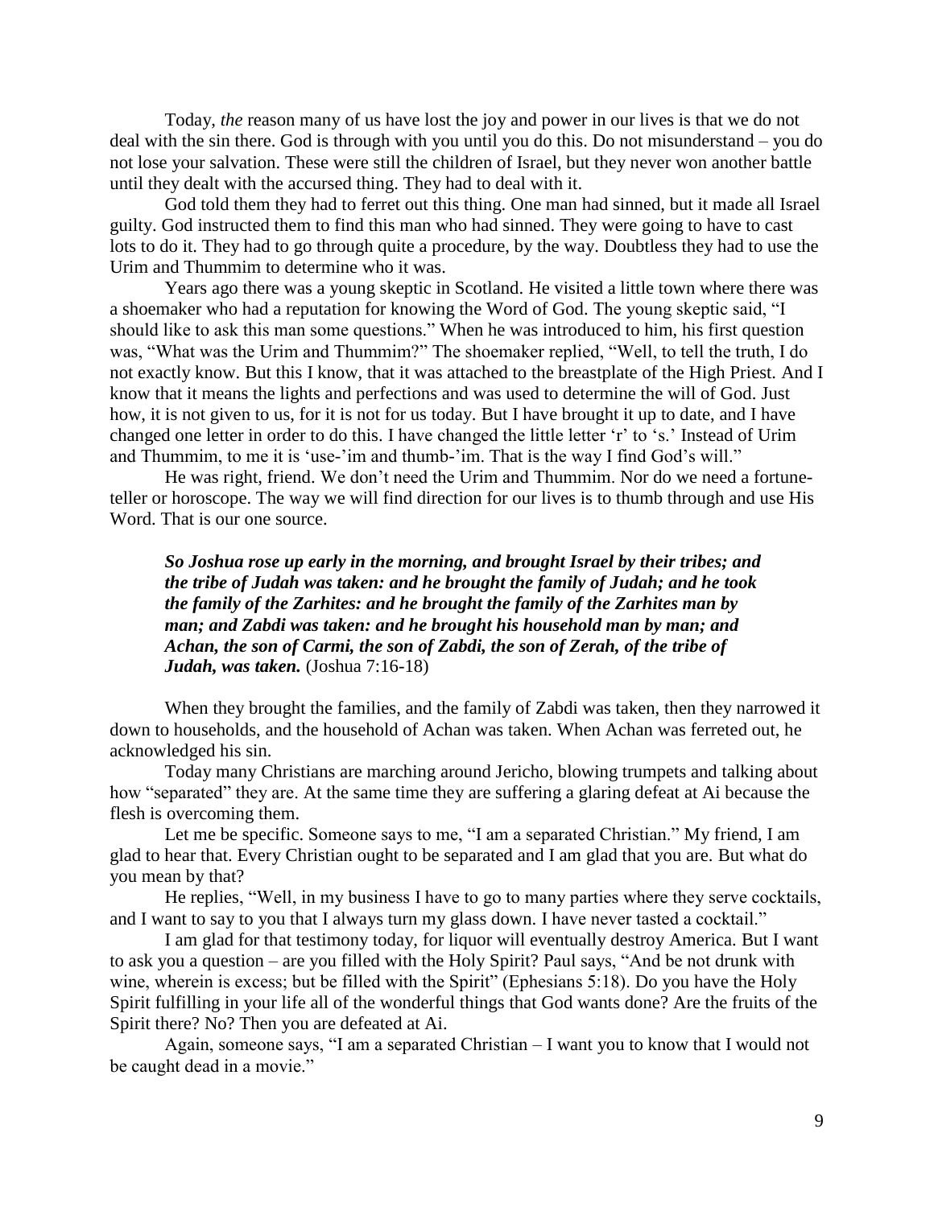Today, *the* reason many of us have lost the joy and power in our lives is that we do not deal with the sin there. God is through with you until you do this. Do not misunderstand – you do not lose your salvation. These were still the children of Israel, but they never won another battle until they dealt with the accursed thing. They had to deal with it.

God told them they had to ferret out this thing. One man had sinned, but it made all Israel guilty. God instructed them to find this man who had sinned. They were going to have to cast lots to do it. They had to go through quite a procedure, by the way. Doubtless they had to use the Urim and Thummim to determine who it was.

Years ago there was a young skeptic in Scotland. He visited a little town where there was a shoemaker who had a reputation for knowing the Word of God. The young skeptic said, "I should like to ask this man some questions." When he was introduced to him, his first question was, "What was the Urim and Thummim?" The shoemaker replied, "Well, to tell the truth, I do not exactly know. But this I know, that it was attached to the breastplate of the High Priest. And I know that it means the lights and perfections and was used to determine the will of God. Just how, it is not given to us, for it is not for us today. But I have brought it up to date, and I have changed one letter in order to do this. I have changed the little letter 'r' to 's.' Instead of Urim and Thummim, to me it is 'use-'im and thumb-'im. That is the way I find God's will."

He was right, friend. We don't need the Urim and Thummim. Nor do we need a fortune-teller or horoscope. The way we will find direction for our lives is to thumb through and use His Word. That is our one source.

> ***So Joshua rose up early in the morning, and brought Israel by their tribes; and the tribe of Judah was taken: and he brought the family of Judah; and he took the family of the Zarhites: and he brought the family of the Zarhites man by man; and Zabdi was taken: and he brought his household man by man; and Achan, the son of Carmi, the son of Zabdi, the son of Zerah, of the tribe of Judah, was taken.*** (Joshua 7:16-18)

When they brought the families, and the family of Zabdi was taken, then they narrowed it down to households, and the household of Achan was taken. When Achan was ferreted out, he acknowledged his sin.

Today many Christians are marching around Jericho, blowing trumpets and talking about how "separated" they are. At the same time they are suffering a glaring defeat at Ai because the flesh is overcoming them.

Let me be specific. Someone says to me, "I am a separated Christian." My friend, I am glad to hear that. Every Christian ought to be separated and I am glad that you are. But what do you mean by that?

He replies, "Well, in my business I have to go to many parties where they serve cocktails, and I want to say to you that I always turn my glass down. I have never tasted a cocktail."

I am glad for that testimony today, for liquor will eventually destroy America. But I want to ask you a question – are you filled with the Holy Spirit? Paul says, "And be not drunk with wine, wherein is excess; but be filled with the Spirit" (Ephesians 5:18). Do you have the Holy Spirit fulfilling in your life all of the wonderful things that God wants done? Are the fruits of the Spirit there? No? Then you are defeated at Ai.

Again, someone says, "I am a separated Christian – I want you to know that I would not be caught dead in a movie."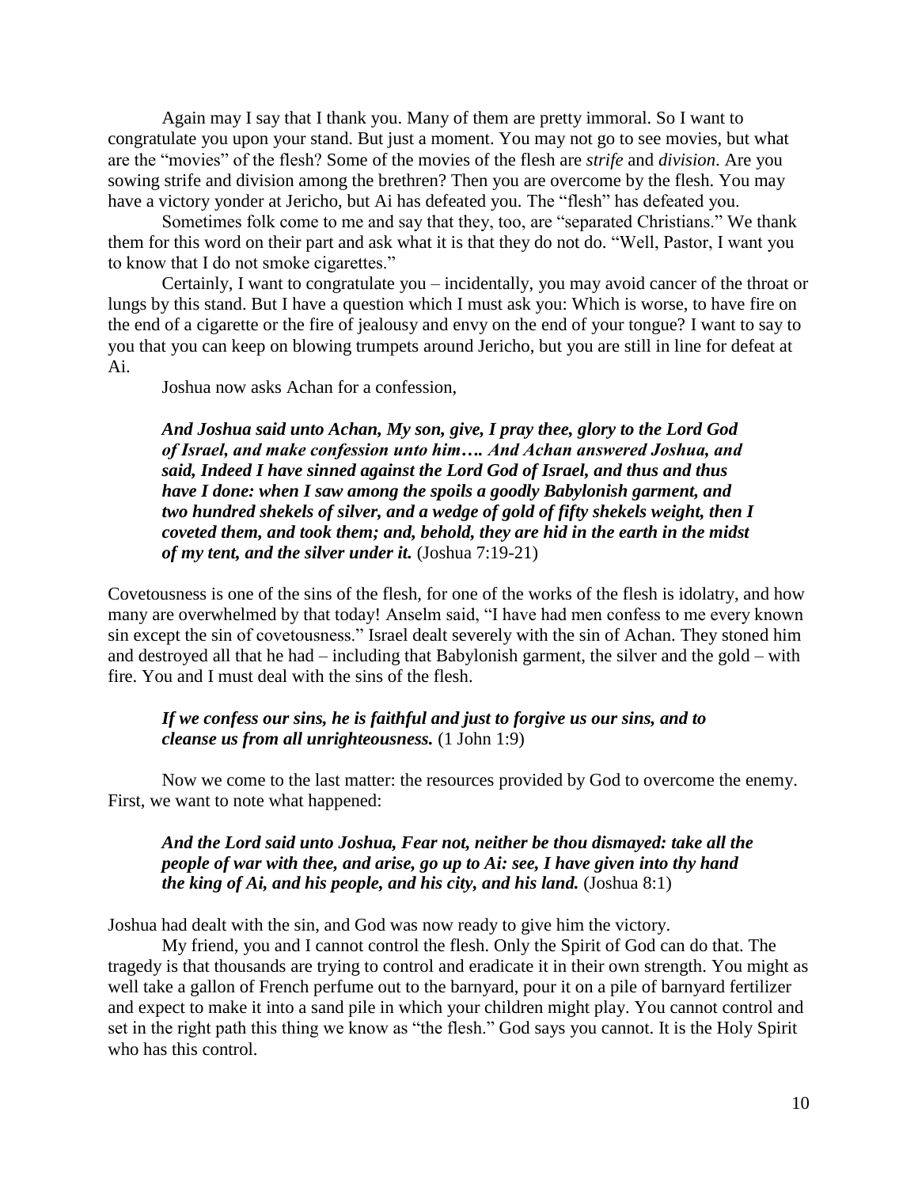Again may I say that I thank you. Many of them are pretty immoral. So I want to congratulate you upon your stand. But just a moment. You may not go to see movies, but what are the "movies" of the flesh? Some of the movies of the flesh are *strife* and *division*. Are you sowing strife and division among the brethren? Then you are overcome by the flesh. You may have a victory yonder at Jericho, but Ai has defeated you. The "flesh" has defeated you.

Sometimes folk come to me and say that they, too, are "separated Christians." We thank them for this word on their part and ask what it is that they do not do. "Well, Pastor, I want you to know that I do not smoke cigarettes."

Certainly, I want to congratulate you – incidentally, you may avoid cancer of the throat or lungs by this stand. But I have a question which I must ask you: Which is worse, to have fire on the end of a cigarette or the fire of jealousy and envy on the end of your tongue? I want to say to you that you can keep on blowing trumpets around Jericho, but you are still in line for defeat at Ai.

Joshua now asks Achan for a confession,

> ***And Joshua said unto Achan, My son, give, I pray thee, glory to the Lord God of Israel, and make confession unto him…. And Achan answered Joshua, and said, Indeed I have sinned against the Lord God of Israel, and thus and thus have I done: when I saw among the spoils a goodly Babylonish garment, and two hundred shekels of silver, and a wedge of gold of fifty shekels weight, then I coveted them, and took them; and, behold, they are hid in the earth in the midst of my tent, and the silver under it.*** (Joshua 7:19-21)

Covetousness is one of the sins of the flesh, for one of the works of the flesh is idolatry, and how many are overwhelmed by that today! Anselm said, "I have had men confess to me every known sin except the sin of covetousness." Israel dealt severely with the sin of Achan. They stoned him and destroyed all that he had – including that Babylonish garment, the silver and the gold – with fire. You and I must deal with the sins of the flesh.

> ***If we confess our sins, he is faithful and just to forgive us our sins, and to cleanse us from all unrighteousness.*** (1 John 1:9)

Now we come to the last matter: the resources provided by God to overcome the enemy. First, we want to note what happened:

> ***And the Lord said unto Joshua, Fear not, neither be thou dismayed: take all the people of war with thee, and arise, go up to Ai: see, I have given into thy hand the king of Ai, and his people, and his city, and his land.*** (Joshua 8:1)

Joshua had dealt with the sin, and God was now ready to give him the victory.

My friend, you and I cannot control the flesh. Only the Spirit of God can do that. The tragedy is that thousands are trying to control and eradicate it in their own strength. You might as well take a gallon of French perfume out to the barnyard, pour it on a pile of barnyard fertilizer and expect to make it into a sand pile in which your children might play. You cannot control and set in the right path this thing we know as "the flesh." God says you cannot. It is the Holy Spirit who has this control.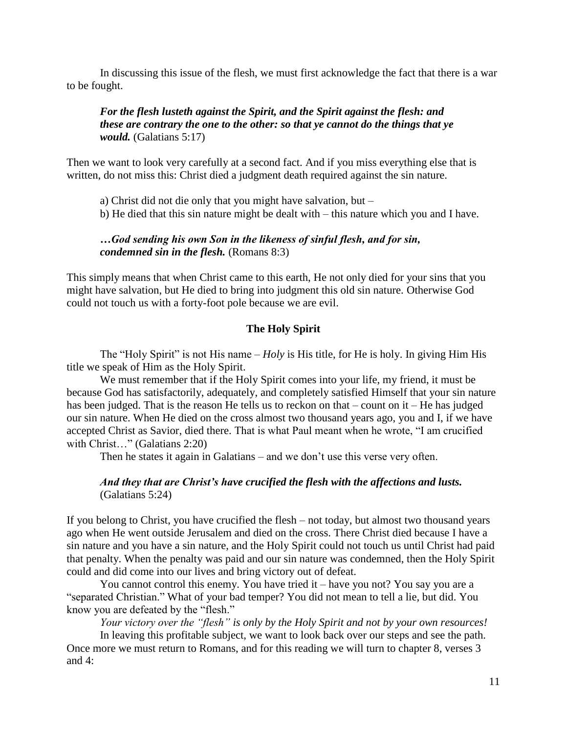In discussing this issue of the flesh, we must first acknowledge the fact that there is a war to be fought.

> ***For the flesh lusteth against the Spirit, and the Spirit against the flesh: and these are contrary the one to the other: so that ye cannot do the things that ye would.*** (Galatians 5:17)

Then we want to look very carefully at a second fact. And if you miss everything else that is written, do not miss this: Christ died a judgment death required against the sin nature.

> a) Christ did not die only that you might have salvation, but –
> b) He died that this sin nature might be dealt with – this nature which you and I have.

> ***…God sending his own Son in the likeness of sinful flesh, and for sin, condemned sin in the flesh.*** (Romans 8:3)

This simply means that when Christ came to this earth, He not only died for your sins that you might have salvation, but He died to bring into judgment this old sin nature. Otherwise God could not touch us with a forty-foot pole because we are evil.

### The Holy Spirit

The "Holy Spirit" is not His name – *Holy* is His title, for He is holy. In giving Him His title we speak of Him as the Holy Spirit.

We must remember that if the Holy Spirit comes into your life, my friend, it must be because God has satisfactorily, adequately, and completely satisfied Himself that your sin nature has been judged. That is the reason He tells us to reckon on that – count on it – He has judged our sin nature. When He died on the cross almost two thousand years ago, you and I, if we have accepted Christ as Savior, died there. That is what Paul meant when he wrote, "I am crucified with Christ…" (Galatians 2:20)

Then he states it again in Galatians – and we don't use this verse very often.

> ***And they that are Christ's have crucified the flesh with the affections and lusts.*** (Galatians 5:24)

If you belong to Christ, you have crucified the flesh – not today, but almost two thousand years ago when He went outside Jerusalem and died on the cross. There Christ died because I have a sin nature and you have a sin nature, and the Holy Spirit could not touch us until Christ had paid that penalty. When the penalty was paid and our sin nature was condemned, then the Holy Spirit could and did come into our lives and bring victory out of defeat.

You cannot control this enemy. You have tried it – have you not? You say you are a "separated Christian." What of your bad temper? You did not mean to tell a lie, but did. You know you are defeated by the "flesh."

*Your victory over the "flesh" is only by the Holy Spirit and not by your own resources!*

In leaving this profitable subject, we want to look back over our steps and see the path. Once more we must return to Romans, and for this reading we will turn to chapter 8, verses 3 and 4: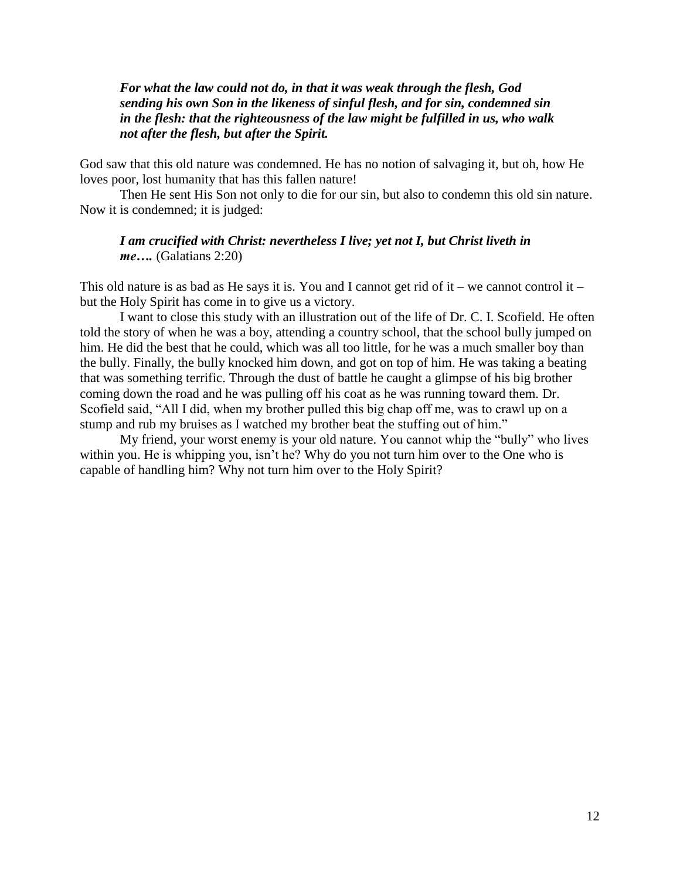> ***For what the law could not do, in that it was weak through the flesh, God sending his own Son in the likeness of sinful flesh, and for sin, condemned sin in the flesh: that the righteousness of the law might be fulfilled in us, who walk not after the flesh, but after the Spirit.***

God saw that this old nature was condemned. He has no notion of salvaging it, but oh, how He loves poor, lost humanity that has this fallen nature!

Then He sent His Son not only to die for our sin, but also to condemn this old sin nature. Now it is condemned; it is judged:

> ***I am crucified with Christ: nevertheless I live; yet not I, but Christ liveth in me….*** (Galatians 2:20)

This old nature is as bad as He says it is. You and I cannot get rid of it – we cannot control it – but the Holy Spirit has come in to give us a victory.

I want to close this study with an illustration out of the life of Dr. C. I. Scofield. He often told the story of when he was a boy, attending a country school, that the school bully jumped on him. He did the best that he could, which was all too little, for he was a much smaller boy than the bully. Finally, the bully knocked him down, and got on top of him. He was taking a beating that was something terrific. Through the dust of battle he caught a glimpse of his big brother coming down the road and he was pulling off his coat as he was running toward them. Dr. Scofield said, "All I did, when my brother pulled this big chap off me, was to crawl up on a stump and rub my bruises as I watched my brother beat the stuffing out of him."

My friend, your worst enemy is your old nature. You cannot whip the "bully" who lives within you. He is whipping you, isn't he? Why do you not turn him over to the One who is capable of handling him? Why not turn him over to the Holy Spirit?